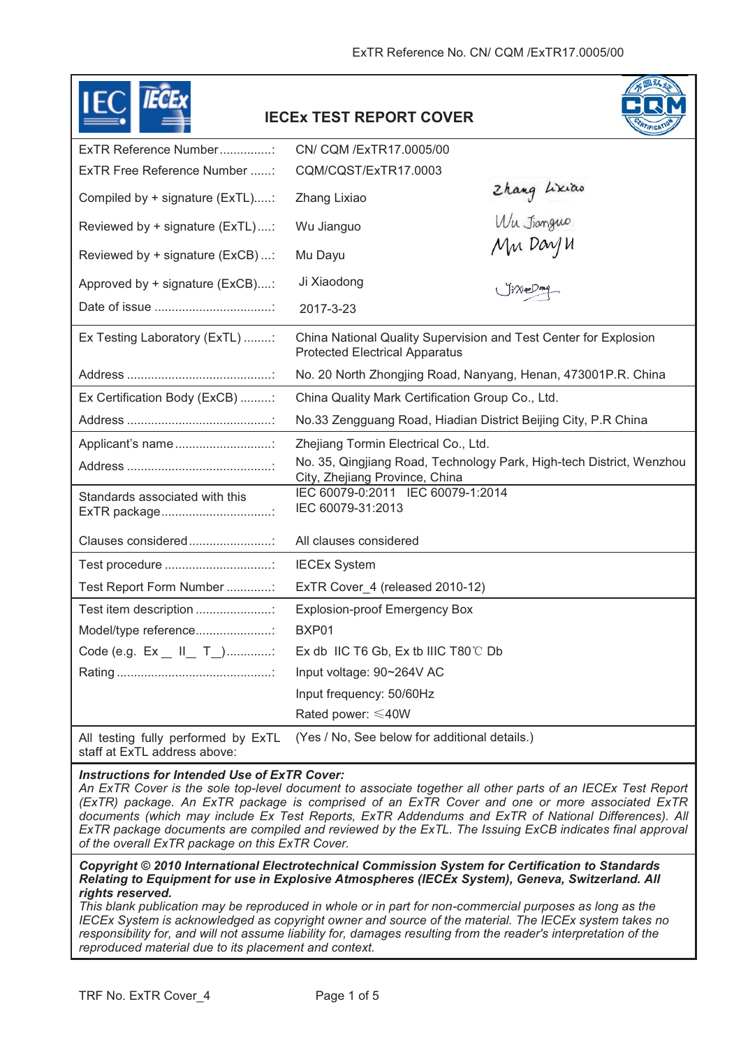# IECEx TEST REPORT COVER

| | | |
|---|---|---|
| ExTR Reference Number ...............: | CN/ CQM /ExTR17.0005/00 | |
| ExTR Free Reference Number ......: | CQM/CQST/ExTR17.0003 | |
| Compiled by + signature (ExTL).....: | Zhang Lixiao | Zhang Lixiao |
| Reviewed by + signature (ExTL)....: | Wu Jianguo | Wu Jianguo |
| Reviewed by + signature (ExCB) ...: | Mu Dayu | Mu DayU |
| Approved by + signature (ExCB).....: | Ji Xiaodong | JiXiaoDong |
| Date of issue ..................................: | 2017-3-23 | |
| Ex Testing Laboratory (ExTL) ........: | China National Quality Supervision and Test Center for Explosion Protected Electrical Apparatus | |
| Address ..........................................: | No. 20 North Zhongjing Road, Nanyang, Henan, 473001P.R. China | |
| Ex Certification Body (ExCB) .........: | China Quality Mark Certification Group Co., Ltd. | |
| Address ..........................................: | No.33 Zengguang Road, Hiadian District Beijing City, P.R China | |
| Applicant's name ............................: | Zhejiang Tormin Electrical Co., Ltd. | |
| Address ..........................................: | No. 35, Qingjiang Road, Technology Park, High-tech District, Wenzhou City, Zhejiang Province, China | |
| Standards associated with this ExTR package................................: | IEC 60079-0:2011 IEC 60079-1:2014<br>IEC 60079-31:2013 | |
| Clauses considered........................: | All clauses considered | |
| Test procedure ...............................: | IECEx System | |
| Test Report Form Number .............: | ExTR Cover_4 (released 2010-12) | |
| Test item description ......................: | Explosion-proof Emergency Box | |
| Model/type reference......................: | BXP01 | |
| Code (e.g. Ex _ II_ T_).............: | Ex db IIC T6 Gb, Ex tb IIIC T80℃ Db | |
| Rating .............................................: | Input voltage: 90~264V AC<br>Input frequency: 50/60Hz<br>Rated power: ≤40W | |
| All testing fully performed by ExTL staff at ExTL address above: | (Yes / No, See below for additional details.) | |

***Instructions for Intended Use of ExTR Cover:***
*An ExTR Cover is the sole top-level document to associate together all other parts of an IECEx Test Report (ExTR) package. An ExTR package is comprised of an ExTR Cover and one or more associated ExTR documents (which may include Ex Test Reports, ExTR Addendums and ExTR of National Differences). All ExTR package documents are compiled and reviewed by the ExTL. The Issuing ExCB indicates final approval of the overall ExTR package on this ExTR Cover.*

***Copyright © 2010 International Electrotechnical Commission System for Certification to Standards Relating to Equipment for use in Explosive Atmospheres (IECEx System), Geneva, Switzerland. All rights reserved.***
*This blank publication may be reproduced in whole or in part for non-commercial purposes as long as the IECEx System is acknowledged as copyright owner and source of the material. The IECEx system takes no responsibility for, and will not assume liability for, damages resulting from the reader's interpretation of the reproduced material due to its placement and context.*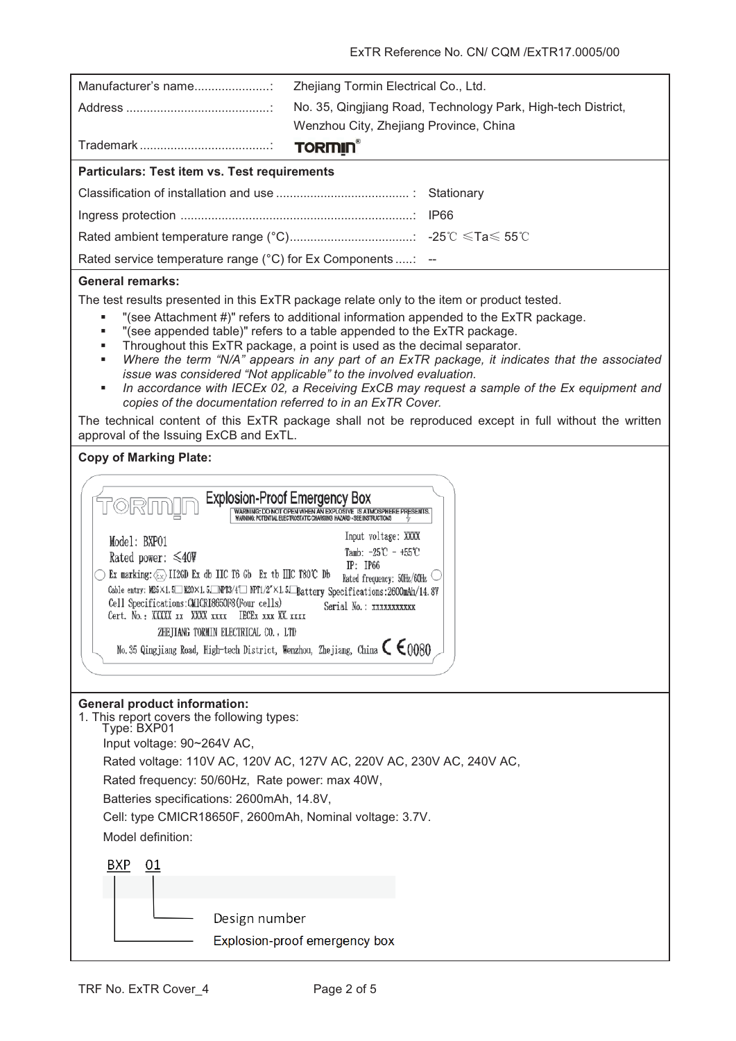ExTR Reference No. CN/ CQM /ExTR17.0005/00

| | |
|---|---|
| Manufacturer's name......................: | Zhejiang Tormin Electrical Co., Ltd. |
| Address ..........................................: | No. 35, Qingjiang Road, Technology Park, High-tech District, Wenzhou City, Zhejiang Province, China |
| Trademark ......................................: | TORMIN® |

**Particulars: Test item vs. Test requirements**

| | |
|---|---|
| Classification of installation and use ...................................... : | Stationary |
| Ingress protection ...................................................................: | IP66 |
| Rated ambient temperature range (°C)...................................: | -25℃ ≤Ta≤ 55℃ |
| Rated service temperature range (°C) for Ex Components .....: | -- |

**General remarks:**

The test results presented in this ExTR package relate only to the item or product tested.

- "(see Attachment #)" refers to additional information appended to the ExTR package.
- "(see appended table)" refers to a table appended to the ExTR package.
- Throughout this ExTR package, a point is used as the decimal separator.
- *Where the term "N/A" appears in any part of an ExTR package, it indicates that the associated issue was considered "Not applicable" to the involved evaluation.*
- *In accordance with IECEx 02, a Receiving ExCB may request a sample of the Ex equipment and copies of the documentation referred to in an ExTR Cover.*

The technical content of this ExTR package shall not be reproduced except in full without the written approval of the Issuing ExCB and ExTL.

**Copy of Marking Plate:**

TORMIN Explosion-Proof Emergency Box
WARNING: DO NOT OPEN WHEN AN EXPLOSIVE ATMOSPHERE PRESENTS.
WARNING: POTENTIAL ELECTROSTATIC CHARGING HAZARD - SEE INSTRUCTIONS

Model: BXP01
Rated power: ≤40W
Input voltage: XXXX
Tamb: -25℃ ~ +55℃
IP: IP66
Ex marking: II2GD Ex db IIC T6 Gb Ex tb IIIC T80℃ Db
Rated frequency: 50Hz/60Hz
Cable entry: M25×1.5☐ M20×1.5☐ NPT3/4"☐ NPT1/2"×1.5☐ Battery Specifications: 2600mAh/14.8V
Cell Specifications: CMICR18650F8 (Four cells)
Serial No.: xxxxxxxxxxx
Cert. No.: XXXXX xx XXXX xxxx IECEx xxx XX.xxxx
ZHEJIANG TORMIN ELECTRICAL CO., LTD
No.35 Qingjiang Road, High-tech District, Wenzhou, Zhejiang, China CE 0080

**General product information:**

1. This report covers the following types:
   Type: BXP01
   Input voltage: 90~264V AC,
   Rated voltage: 110V AC, 120V AC, 127V AC, 220V AC, 230V AC, 240V AC,
   Rated frequency: 50/60Hz, Rate power: max 40W,
   Batteries specifications: 2600mAh, 14.8V,
   Cell: type CMICR18650F, 2600mAh, Nominal voltage: 3.7V.
   Model definition:

BXP 01

- 01 — Design number
- BXP — Explosion-proof emergency box

TRF No. ExTR Cover_4